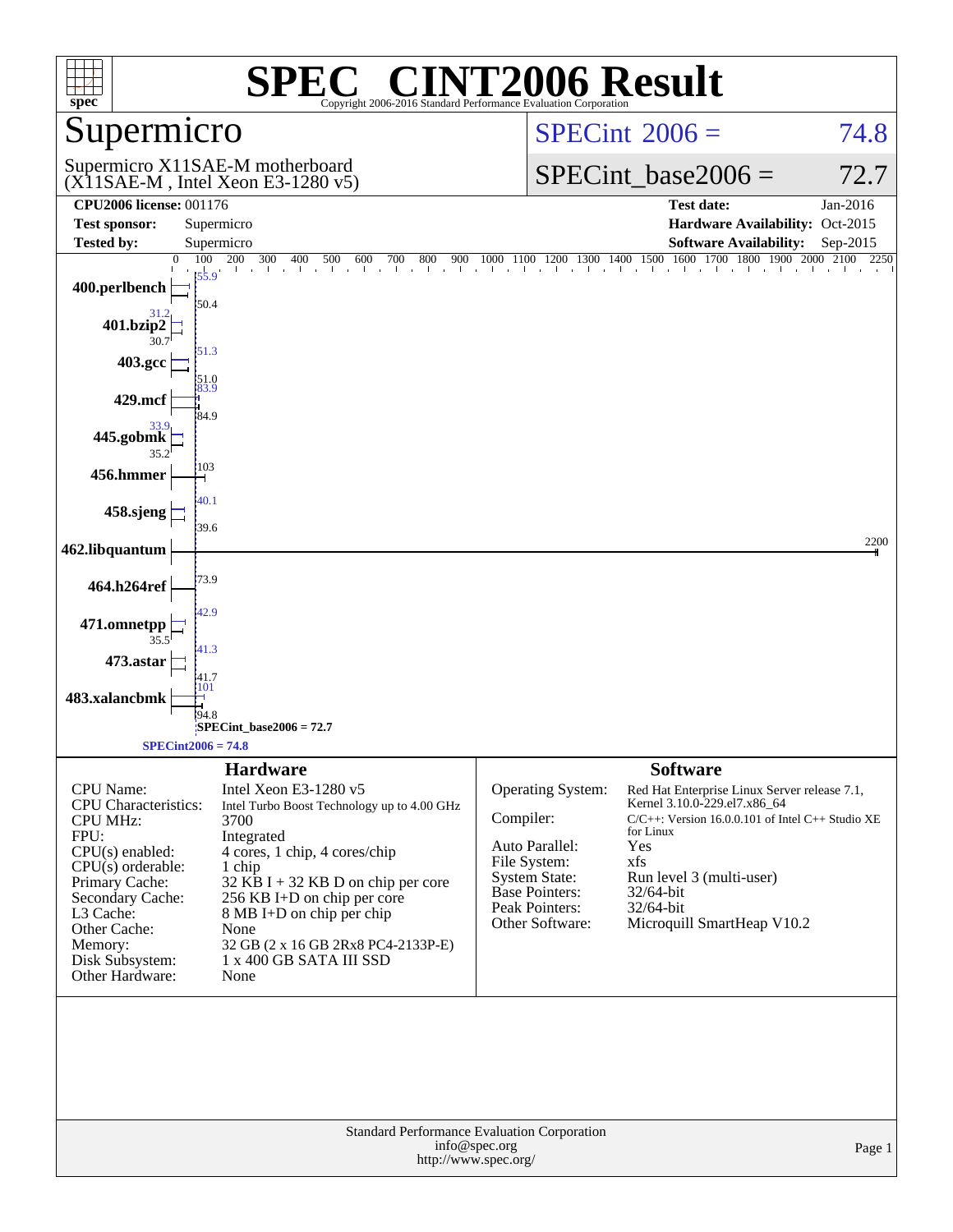# SPEC CINT2006 Result

Copyright 2006-2016 Standard Performance Evaluation Corporation

## Supermicro

Supermicro X11SAE-M motherboard
(X11SAE-M , Intel Xeon E3-1280 v5)

**SPECint 2006 = 74.8**

**SPECint_base2006 = 72.7**

| | | | |
|---|---|---|---|
| **CPU2006 license:** 001176 | | **Test date:** | Jan-2016 |
| **Test sponsor:** | Supermicro | **Hardware Availability:** | Oct-2015 |
| **Tested by:** | Supermicro | **Software Availability:** | Sep-2015 |

| Benchmark | Peak | Base |
|---|---|---|
| 400.perlbench | 55.9 | 50.4 |
| 401.bzip2 | 31.2 | 30.7 |
| 403.gcc | 51.3 | 51.0 |
| 429.mcf | 83.9 | 84.9 |
| 445.gobmk | 33.9 | 35.2 |
| 456.hmmer | | 103 |
| 458.sjeng | 40.1 | 39.6 |
| 462.libquantum | | 2200 |
| 464.h264ref | | 73.9 |
| 471.omnetpp | 42.9 | 35.5 |
| 473.astar | 41.3 | 41.7 |
| 483.xalancbmk | 101 | 94.8 |

SPECint_base2006 = 72.7

SPECint2006 = 74.8

## Hardware

| | |
|---|---|
| CPU Name: | Intel Xeon E3-1280 v5 |
| CPU Characteristics: | Intel Turbo Boost Technology up to 4.00 GHz |
| CPU MHz: | 3700 |
| FPU: | Integrated |
| CPU(s) enabled: | 4 cores, 1 chip, 4 cores/chip |
| CPU(s) orderable: | 1 chip |
| Primary Cache: | 32 KB I + 32 KB D on chip per core |
| Secondary Cache: | 256 KB I+D on chip per core |
| L3 Cache: | 8 MB I+D on chip per chip |
| Other Cache: | None |
| Memory: | 32 GB (2 x 16 GB 2Rx8 PC4-2133P-E) |
| Disk Subsystem: | 1 x 400 GB SATA III SSD |
| Other Hardware: | None |

## Software

| | |
|---|---|
| Operating System: | Red Hat Enterprise Linux Server release 7.1, Kernel 3.10.0-229.el7.x86_64 |
| Compiler: | C/C++: Version 16.0.0.101 of Intel C++ Studio XE for Linux |
| Auto Parallel: | Yes |
| File System: | xfs |
| System State: | Run level 3 (multi-user) |
| Base Pointers: | 32/64-bit |
| Peak Pointers: | 32/64-bit |
| Other Software: | Microquill SmartHeap V10.2 |

Standard Performance Evaluation Corporation
info@spec.org
http://www.spec.org/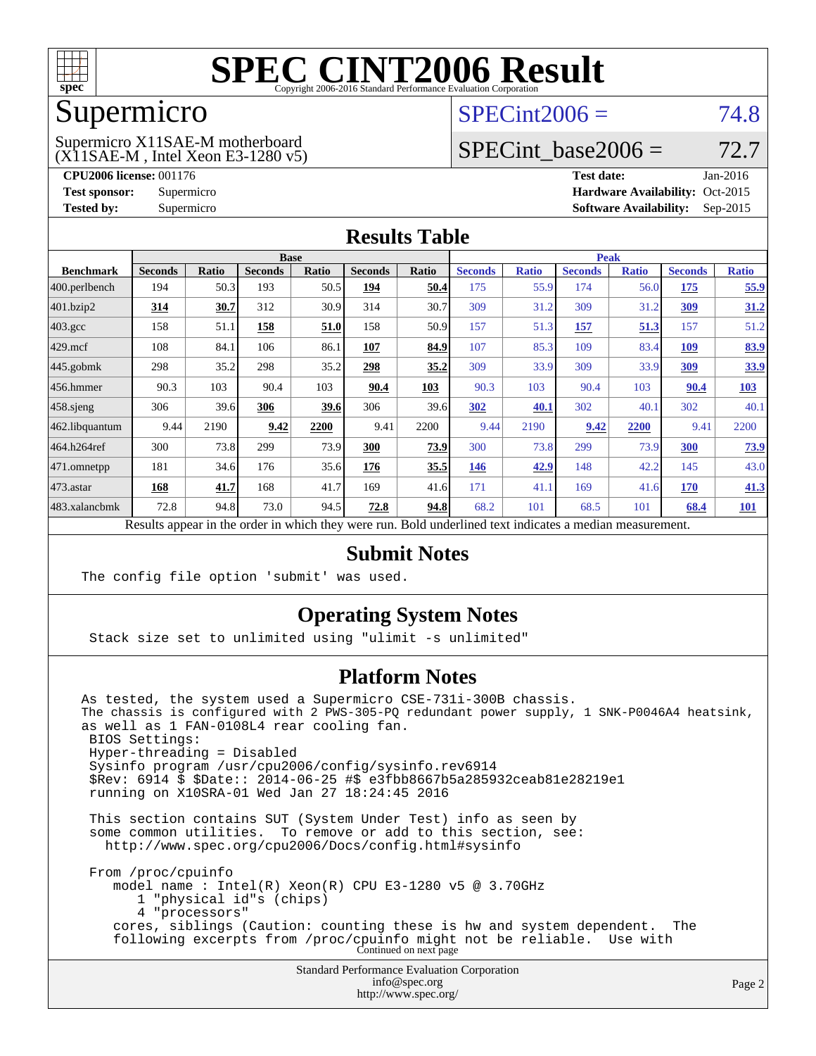# SPEC CINT2006 Result

Copyright 2006-2016 Standard Performance Evaluation Corporation

## Supermicro

Supermicro X11SAE-M motherboard
(X11SAE-M , Intel Xeon E3-1280 v5)

SPECint2006 = 74.8

SPECint_base2006 = 72.7

**CPU2006 license:** 001176
**Test sponsor:** Supermicro
**Tested by:** Supermicro

**Test date:** Jan-2016
**Hardware Availability:** Oct-2015
**Software Availability:** Sep-2015

## Results Table

| Benchmark | Base | | | | | | Peak | | | | | |
|---|---|---|---|---|---|---|---|---|---|---|---|---|
| | Seconds | Ratio | Seconds | Ratio | Seconds | Ratio | Seconds | Ratio | Seconds | Ratio | Seconds | Ratio |
| 400.perlbench | 194 | 50.3 | 193 | 50.5 | **194** | **50.4** | 175 | 55.9 | 174 | 56.0 | **175** | **55.9** |
| 401.bzip2 | **314** | **30.7** | 312 | 30.9 | 314 | 30.7 | 309 | 31.2 | 309 | 31.2 | **309** | **31.2** |
| 403.gcc | 158 | 51.1 | **158** | **51.0** | 158 | 50.9 | 157 | 51.3 | **157** | **51.3** | 157 | 51.2 |
| 429.mcf | 108 | 84.1 | 106 | 86.1 | **107** | **84.9** | 107 | 85.3 | 109 | 83.4 | **109** | **83.9** |
| 445.gobmk | 298 | 35.2 | 298 | 35.2 | **298** | **35.2** | 309 | 33.9 | 309 | 33.9 | **309** | **33.9** |
| 456.hmmer | 90.3 | 103 | 90.4 | 103 | **90.4** | **103** | 90.3 | 103 | 90.4 | 103 | **90.4** | **103** |
| 458.sjeng | 306 | 39.6 | **306** | **39.6** | 306 | 39.6 | **302** | **40.1** | 302 | 40.1 | 302 | 40.1 |
| 462.libquantum | 9.44 | 2190 | **9.42** | **2200** | 9.41 | 2200 | 9.44 | 2190 | **9.42** | **2200** | 9.41 | 2200 |
| 464.h264ref | 300 | 73.8 | 299 | 73.9 | **300** | **73.9** | 300 | 73.8 | 299 | 73.9 | **300** | **73.9** |
| 471.omnetpp | 181 | 34.6 | 176 | 35.6 | **176** | **35.5** | **146** | **42.9** | 148 | 42.2 | 145 | 43.0 |
| 473.astar | **168** | **41.7** | 168 | 41.7 | 169 | 41.6 | 171 | 41.1 | 169 | 41.6 | **170** | **41.3** |
| 483.xalancbmk | 72.8 | 94.8 | 73.0 | 94.5 | **72.8** | **94.8** | 68.2 | 101 | 68.5 | 101 | **68.4** | **101** |

Results appear in the order in which they were run. Bold underlined text indicates a median measurement.

## Submit Notes

```
The config file option 'submit' was used.
```

## Operating System Notes

```
Stack size set to unlimited using "ulimit -s unlimited"
```

## Platform Notes

```
As tested, the system used a Supermicro CSE-731i-300B chassis.
The chassis is configured with 2 PWS-305-PQ redundant power supply, 1 SNK-P0046A4 heatsink,
as well as 1 FAN-0108L4 rear cooling fan.
 BIOS Settings:
 Hyper-threading = Disabled
 Sysinfo program /usr/cpu2006/config/sysinfo.rev6914
 $Rev: 6914 $ $Date:: 2014-06-25 #$ e3fbb8667b5a285932ceab81e28219e1
 running on X10SRA-01 Wed Jan 27 18:24:45 2016

 This section contains SUT (System Under Test) info as seen by
 some common utilities.  To remove or add to this section, see:
   http://www.spec.org/cpu2006/Docs/config.html#sysinfo

 From /proc/cpuinfo
    model name : Intel(R) Xeon(R) CPU E3-1280 v5 @ 3.70GHz
       1 "physical id"s (chips)
       4 "processors"
    cores, siblings (Caution: counting these is hw and system dependent.  The
    following excerpts from /proc/cpuinfo might not be reliable.  Use with
```

Continued on next page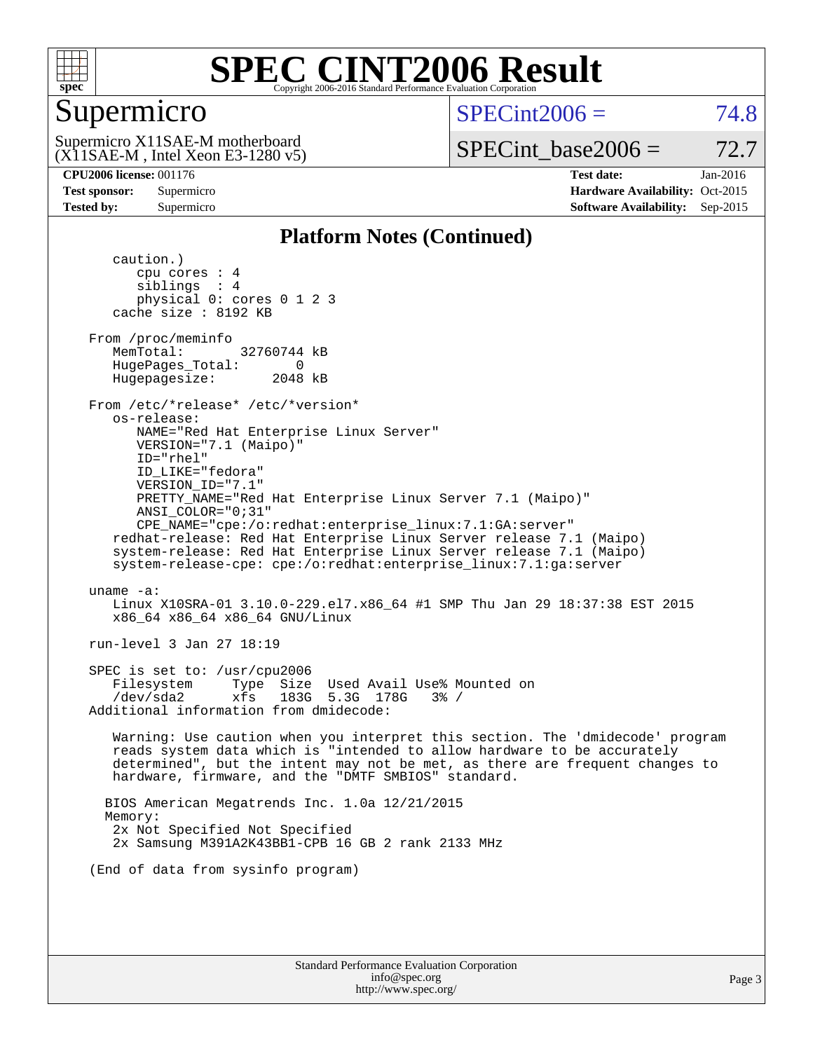# SPEC CINT2006 Result

Copyright 2006-2016 Standard Performance Evaluation Corporation

## Supermicro

Supermicro X11SAE-M motherboard
(X11SAE-M , Intel Xeon E3-1280 v5)

SPECint2006 = 74.8

SPECint_base2006 = 72.7

**CPU2006 license:** 001176
**Test sponsor:** Supermicro
**Tested by:** Supermicro

**Test date:** Jan-2016
**Hardware Availability:** Oct-2015
**Software Availability:** Sep-2015

### Platform Notes (Continued)

```
      caution.)
         cpu cores : 4
         siblings  : 4
         physical 0: cores 0 1 2 3
      cache size : 8192 KB

   From /proc/meminfo
      MemTotal:       32760744 kB
      HugePages_Total:       0
      Hugepagesize:       2048 kB

   From /etc/*release* /etc/*version*
      os-release:
         NAME="Red Hat Enterprise Linux Server"
         VERSION="7.1 (Maipo)"
         ID="rhel"
         ID_LIKE="fedora"
         VERSION_ID="7.1"
         PRETTY_NAME="Red Hat Enterprise Linux Server 7.1 (Maipo)"
         ANSI_COLOR="0;31"
         CPE_NAME="cpe:/o:redhat:enterprise_linux:7.1:GA:server"
      redhat-release: Red Hat Enterprise Linux Server release 7.1 (Maipo)
      system-release: Red Hat Enterprise Linux Server release 7.1 (Maipo)
      system-release-cpe: cpe:/o:redhat:enterprise_linux:7.1:ga:server

   uname -a:
      Linux X10SRA-01 3.10.0-229.el7.x86_64 #1 SMP Thu Jan 29 18:37:38 EST 2015
      x86_64 x86_64 x86_64 GNU/Linux

   run-level 3 Jan 27 18:19

   SPEC is set to: /usr/cpu2006
      Filesystem     Type  Size  Used Avail Use% Mounted on
      /dev/sda2      xfs   183G  5.3G  178G   3% /
   Additional information from dmidecode:

      Warning: Use caution when you interpret this section. The 'dmidecode' program
      reads system data which is "intended to allow hardware to be accurately
      determined", but the intent may not be met, as there are frequent changes to
      hardware, firmware, and the "DMTF SMBIOS" standard.

     BIOS American Megatrends Inc. 1.0a 12/21/2015
     Memory:
      2x Not Specified Not Specified
      2x Samsung M391A2K43BB1-CPB 16 GB 2 rank 2133 MHz

   (End of data from sysinfo program)
```

Standard Performance Evaluation Corporation
info@spec.org
http://www.spec.org/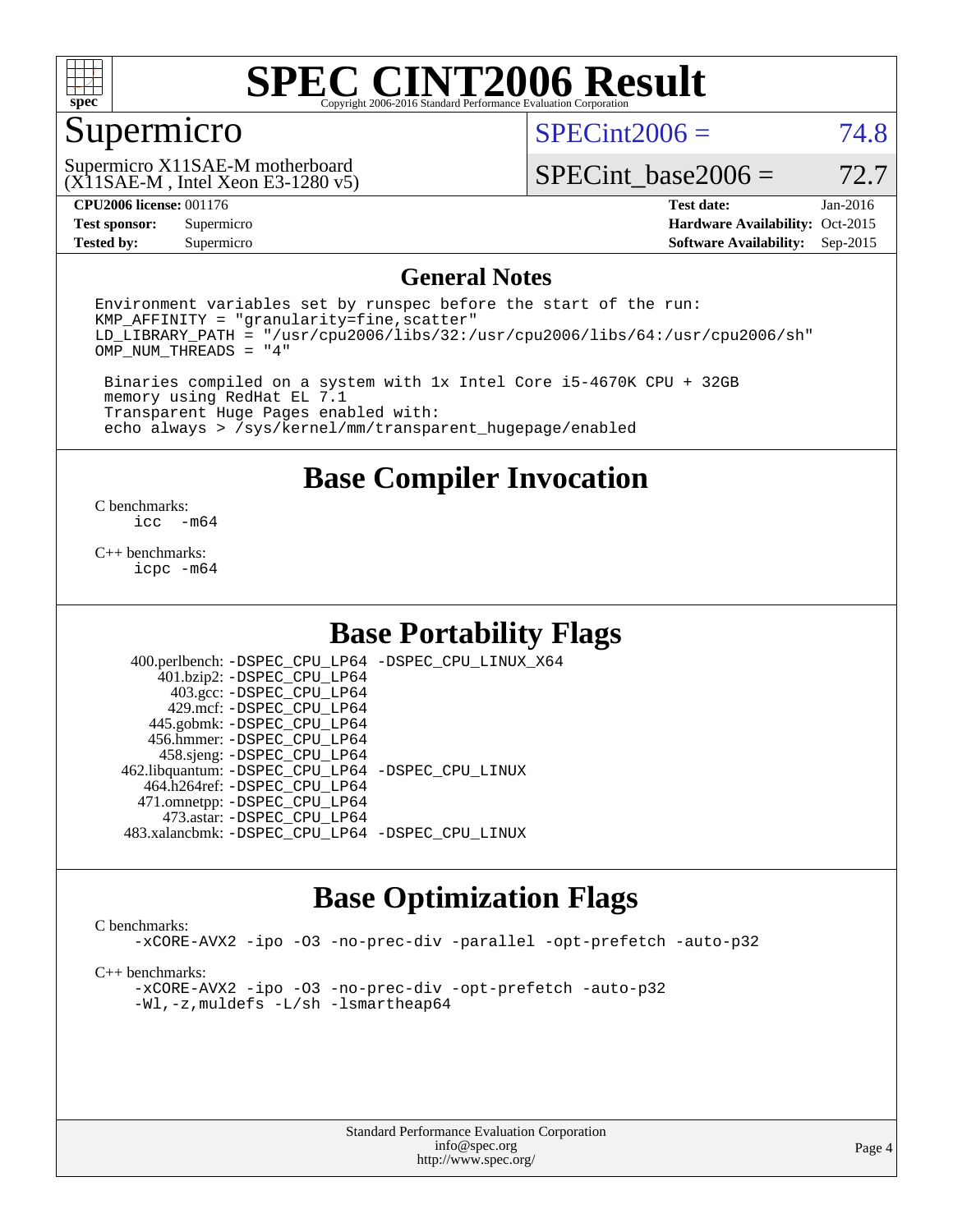# SPEC CINT2006 Result

Copyright 2006-2016 Standard Performance Evaluation Corporation

## Supermicro

Supermicro X11SAE-M motherboard
(X11SAE-M , Intel Xeon E3-1280 v5)

SPECint2006 = 74.8

SPECint_base2006 = 72.7

| | | | |
|---|---|---|---|
| **CPU2006 license:** 001176 | | **Test date:** | Jan-2016 |
| **Test sponsor:** | Supermicro | **Hardware Availability:** | Oct-2015 |
| **Tested by:** | Supermicro | **Software Availability:** | Sep-2015 |

## General Notes

```
Environment variables set by runspec before the start of the run:
KMP_AFFINITY = "granularity=fine,scatter"
LD_LIBRARY_PATH = "/usr/cpu2006/libs/32:/usr/cpu2006/libs/64:/usr/cpu2006/sh"
OMP_NUM_THREADS = "4"

 Binaries compiled on a system with 1x Intel Core i5-4670K CPU + 32GB
 memory using RedHat EL 7.1
 Transparent Huge Pages enabled with:
 echo always > /sys/kernel/mm/transparent_hugepage/enabled
```

## Base Compiler Invocation

C benchmarks:
```
icc  -m64
```

C++ benchmarks:
```
icpc -m64
```

## Base Portability Flags

| | |
|---|---|
| 400.perlbench: | -DSPEC_CPU_LP64 -DSPEC_CPU_LINUX_X64 |
| 401.bzip2: | -DSPEC_CPU_LP64 |
| 403.gcc: | -DSPEC_CPU_LP64 |
| 429.mcf: | -DSPEC_CPU_LP64 |
| 445.gobmk: | -DSPEC_CPU_LP64 |
| 456.hmmer: | -DSPEC_CPU_LP64 |
| 458.sjeng: | -DSPEC_CPU_LP64 |
| 462.libquantum: | -DSPEC_CPU_LP64 -DSPEC_CPU_LINUX |
| 464.h264ref: | -DSPEC_CPU_LP64 |
| 471.omnetpp: | -DSPEC_CPU_LP64 |
| 473.astar: | -DSPEC_CPU_LP64 |
| 483.xalancbmk: | -DSPEC_CPU_LP64 -DSPEC_CPU_LINUX |

## Base Optimization Flags

C benchmarks:
```
-xCORE-AVX2 -ipo -O3 -no-prec-div -parallel -opt-prefetch -auto-p32
```

C++ benchmarks:
```
-xCORE-AVX2 -ipo -O3 -no-prec-div -opt-prefetch -auto-p32
-Wl,-z,muldefs -L/sh -lsmartheap64
```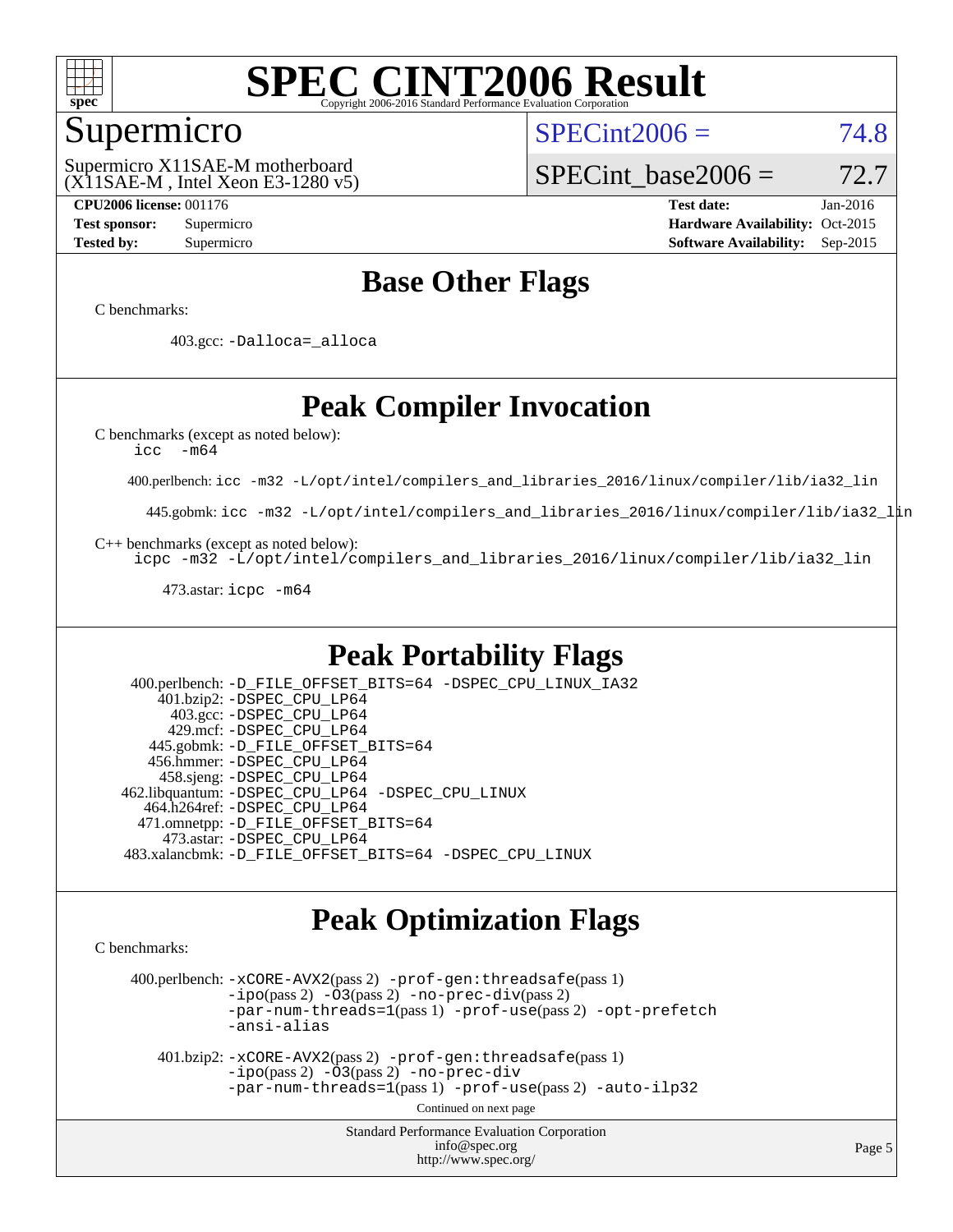# SPEC CINT2006 Result

Copyright 2006-2016 Standard Performance Evaluation Corporation

## Supermicro

Supermicro X11SAE-M motherboard
(X11SAE-M , Intel Xeon E3-1280 v5)

SPECint2006 = 74.8

SPECint_base2006 = 72.7

**CPU2006 license:** 001176
**Test sponsor:** Supermicro
**Tested by:** Supermicro

**Test date:** Jan-2016
**Hardware Availability:** Oct-2015
**Software Availability:** Sep-2015

## Base Other Flags

C benchmarks:

403.gcc: -Dalloca=_alloca

## Peak Compiler Invocation

C benchmarks (except as noted below):
icc -m64

400.perlbench: icc -m32 -L/opt/intel/compilers_and_libraries_2016/linux/compiler/lib/ia32_lin

445.gobmk: icc -m32 -L/opt/intel/compilers_and_libraries_2016/linux/compiler/lib/ia32_lin

C++ benchmarks (except as noted below):
icpc -m32 -L/opt/intel/compilers_and_libraries_2016/linux/compiler/lib/ia32_lin

473.astar: icpc -m64

## Peak Portability Flags

400.perlbench: -D_FILE_OFFSET_BITS=64 -DSPEC_CPU_LINUX_IA32
401.bzip2: -DSPEC_CPU_LP64
403.gcc: -DSPEC_CPU_LP64
429.mcf: -DSPEC_CPU_LP64
445.gobmk: -D_FILE_OFFSET_BITS=64
456.hmmer: -DSPEC_CPU_LP64
458.sjeng: -DSPEC_CPU_LP64
462.libquantum: -DSPEC_CPU_LP64 -DSPEC_CPU_LINUX
464.h264ref: -DSPEC_CPU_LP64
471.omnetpp: -D_FILE_OFFSET_BITS=64
473.astar: -DSPEC_CPU_LP64
483.xalancbmk: -D_FILE_OFFSET_BITS=64 -DSPEC_CPU_LINUX

## Peak Optimization Flags

C benchmarks:

400.perlbench: -xCORE-AVX2(pass 2) -prof-gen:threadsafe(pass 1) -ipo(pass 2) -O3(pass 2) -no-prec-div(pass 2) -par-num-threads=1(pass 1) -prof-use(pass 2) -opt-prefetch -ansi-alias

401.bzip2: -xCORE-AVX2(pass 2) -prof-gen:threadsafe(pass 1) -ipo(pass 2) -O3(pass 2) -no-prec-div -par-num-threads=1(pass 1) -prof-use(pass 2) -auto-ilp32

Continued on next page

Standard Performance Evaluation Corporation
info@spec.org
http://www.spec.org/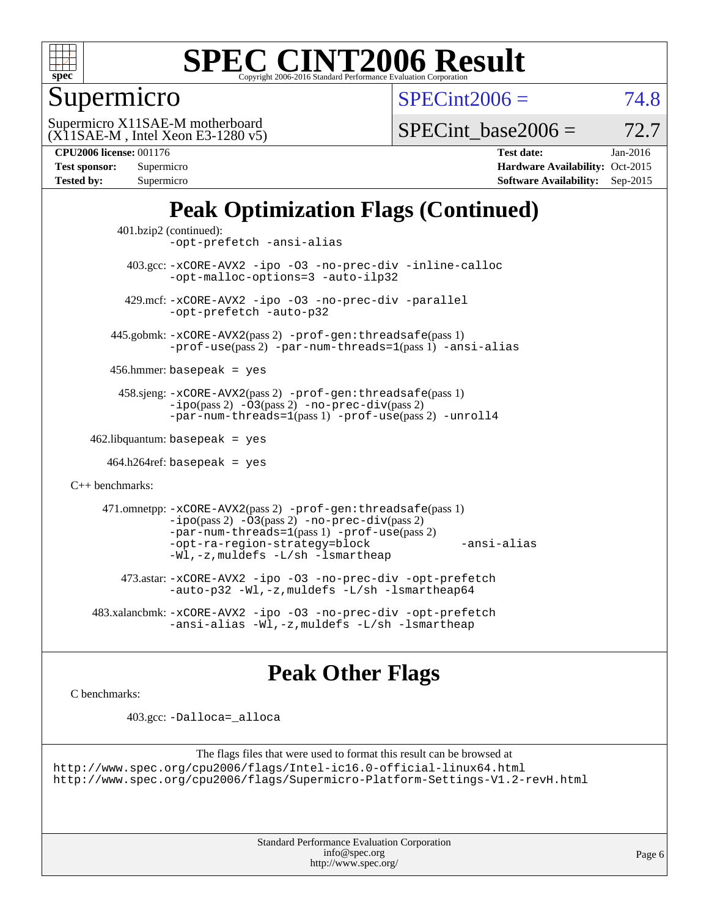# SPEC CINT2006 Result

Copyright 2006-2016 Standard Performance Evaluation Corporation

## Supermicro

Supermicro X11SAE-M motherboard
(X11SAE-M , Intel Xeon E3-1280 v5)

SPECint2006 = 74.8

SPECint_base2006 = 72.7

**CPU2006 license:** 001176
**Test sponsor:** Supermicro
**Tested by:** Supermicro

**Test date:** Jan-2016
**Hardware Availability:** Oct-2015
**Software Availability:** Sep-2015

## Peak Optimization Flags (Continued)

401.bzip2 (continued):
`-opt-prefetch -ansi-alias`

403.gcc: `-xCORE-AVX2 -ipo -O3 -no-prec-div -inline-calloc -opt-malloc-options=3 -auto-ilp32`

429.mcf: `-xCORE-AVX2 -ipo -O3 -no-prec-div -parallel -opt-prefetch -auto-p32`

445.gobmk: `-xCORE-AVX2`(pass 2) `-prof-gen:threadsafe`(pass 1) `-prof-use`(pass 2) `-par-num-threads=1`(pass 1) `-ansi-alias`

456.hmmer: `basepeak = yes`

458.sjeng: `-xCORE-AVX2`(pass 2) `-prof-gen:threadsafe`(pass 1) `-ipo`(pass 2) `-O3`(pass 2) `-no-prec-div`(pass 2) `-par-num-threads=1`(pass 1) `-prof-use`(pass 2) `-unroll4`

462.libquantum: `basepeak = yes`

464.h264ref: `basepeak = yes`

C++ benchmarks:

471.omnetpp: `-xCORE-AVX2`(pass 2) `-prof-gen:threadsafe`(pass 1) `-ipo`(pass 2) `-O3`(pass 2) `-no-prec-div`(pass 2) `-par-num-threads=1`(pass 1) `-prof-use`(pass 2) `-opt-ra-region-strategy=block -ansi-alias -Wl,-z,muldefs -L/sh -lsmartheap`

473.astar: `-xCORE-AVX2 -ipo -O3 -no-prec-div -opt-prefetch -auto-p32 -Wl,-z,muldefs -L/sh -lsmartheap64`

483.xalancbmk: `-xCORE-AVX2 -ipo -O3 -no-prec-div -opt-prefetch -ansi-alias -Wl,-z,muldefs -L/sh -lsmartheap`

## Peak Other Flags

C benchmarks:

403.gcc: `-Dalloca=_alloca`

The flags files that were used to format this result can be browsed at
http://www.spec.org/cpu2006/flags/Intel-ic16.0-official-linux64.html
http://www.spec.org/cpu2006/flags/Supermicro-Platform-Settings-V1.2-revH.html

Standard Performance Evaluation Corporation
info@spec.org
http://www.spec.org/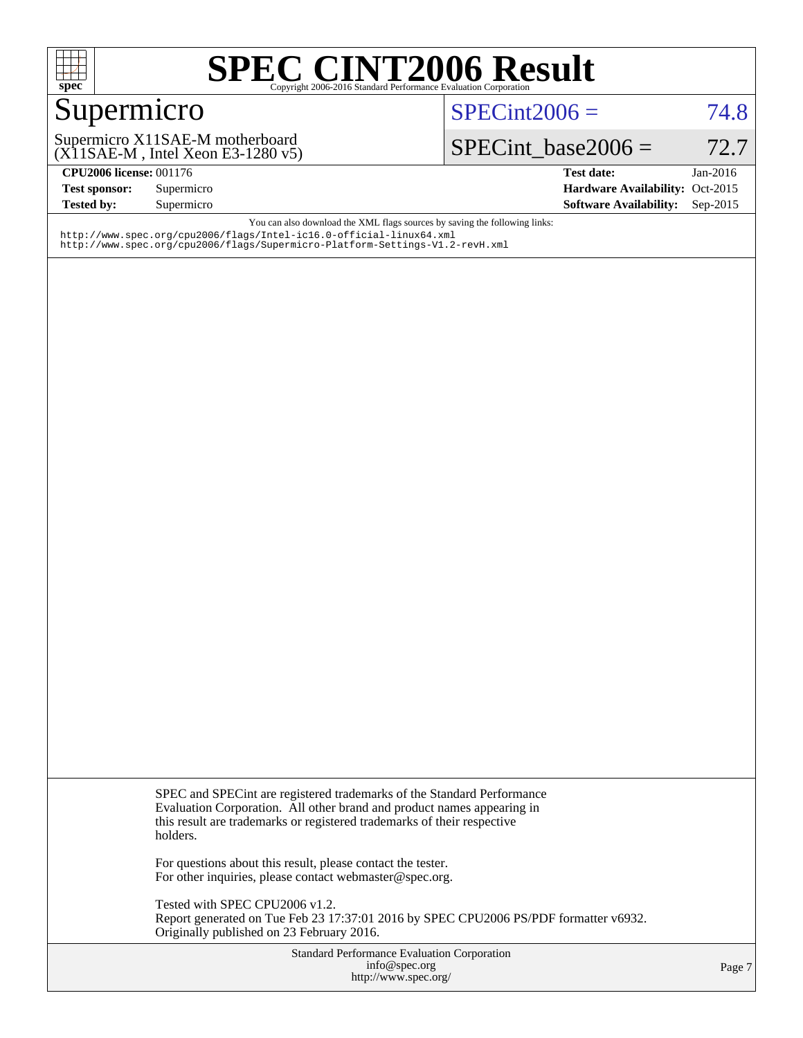# SPEC CINT2006 Result

Copyright 2006-2016 Standard Performance Evaluation Corporation

## Supermicro

Supermicro X11SAE-M motherboard
(X11SAE-M , Intel Xeon E3-1280 v5)

SPECint2006 = 74.8

SPECint_base2006 = 72.7

**CPU2006 license:** 001176
**Test sponsor:** Supermicro
**Tested by:** Supermicro

**Test date:** Jan-2016
**Hardware Availability:** Oct-2015
**Software Availability:** Sep-2015

You can also download the XML flags sources by saving the following links:

```
http://www.spec.org/cpu2006/flags/Intel-ic16.0-official-linux64.xml
http://www.spec.org/cpu2006/flags/Supermicro-Platform-Settings-V1.2-revH.xml
```

SPEC and SPECint are registered trademarks of the Standard Performance Evaluation Corporation. All other brand and product names appearing in this result are trademarks or registered trademarks of their respective holders.

For questions about this result, please contact the tester.
For other inquiries, please contact webmaster@spec.org.

Tested with SPEC CPU2006 v1.2.
Report generated on Tue Feb 23 17:37:01 2016 by SPEC CPU2006 PS/PDF formatter v6932.
Originally published on 23 February 2016.

Standard Performance Evaluation Corporation
info@spec.org
http://www.spec.org/